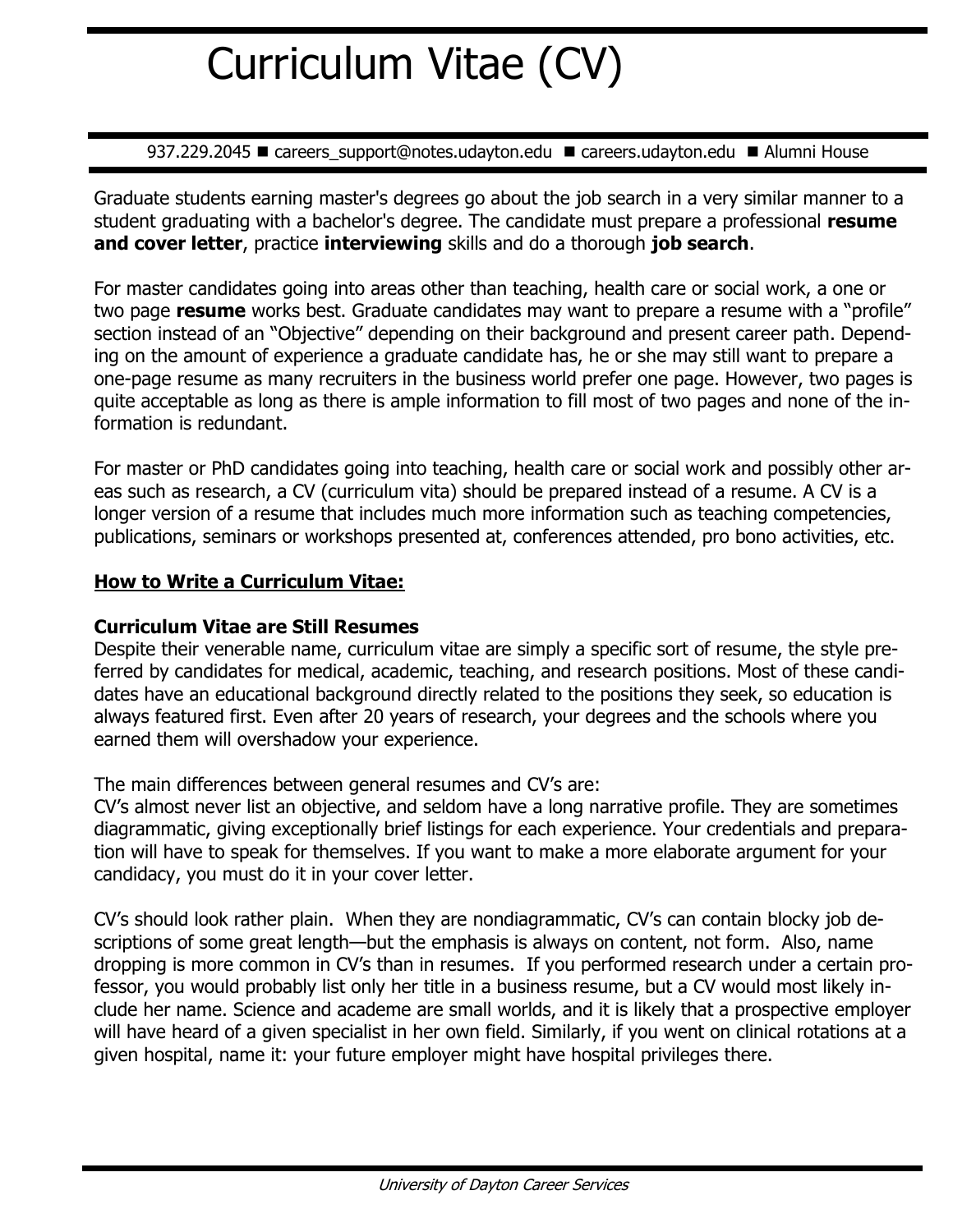# Curriculum Vitae (CV)

937.229.2045 ■ careers_support@notes.udayton.edu ■ careers.udayton.edu ■ Alumni House

Graduate students earning master's degrees go about the job search in a very similar manner to a student graduating with a bachelor's degree. The candidate must prepare a professional **resume and cover letter**, practice **interviewing** skills and do a thorough **job search**.

For master candidates going into areas other than teaching, health care or social work, a one or two page **resume** works best. Graduate candidates may want to prepare a resume with a "profile" section instead of an "Objective" depending on their background and present career path. Depending on the amount of experience a graduate candidate has, he or she may still want to prepare a one-page resume as many recruiters in the business world prefer one page. However, two pages is quite acceptable as long as there is ample information to fill most of two pages and none of the information is redundant.

For master or PhD candidates going into teaching, health care or social work and possibly other areas such as research, a CV (curriculum vita) should be prepared instead of a resume. A CV is a longer version of a resume that includes much more information such as teaching competencies, publications, seminars or workshops presented at, conferences attended, pro bono activities, etc.

## How to Write a Curriculum Vitae:

### Curriculum Vitae are Still Resumes

Despite their venerable name, curriculum vitae are simply a specific sort of resume, the style preferred by candidates for medical, academic, teaching, and research positions. Most of these candidates have an educational background directly related to the positions they seek, so education is always featured first. Even after 20 years of research, your degrees and the schools where you earned them will overshadow your experience.

The main differences between general resumes and CV's are:
CV's almost never list an objective, and seldom have a long narrative profile. They are sometimes diagrammatic, giving exceptionally brief listings for each experience. Your credentials and preparation will have to speak for themselves. If you want to make a more elaborate argument for your candidacy, you must do it in your cover letter.

CV's should look rather plain. When they are nondiagrammatic, CV's can contain blocky job descriptions of some great length—but the emphasis is always on content, not form. Also, name dropping is more common in CV's than in resumes. If you performed research under a certain professor, you would probably list only her title in a business resume, but a CV would most likely include her name. Science and academe are small worlds, and it is likely that a prospective employer will have heard of a given specialist in her own field. Similarly, if you went on clinical rotations at a given hospital, name it: your future employer might have hospital privileges there.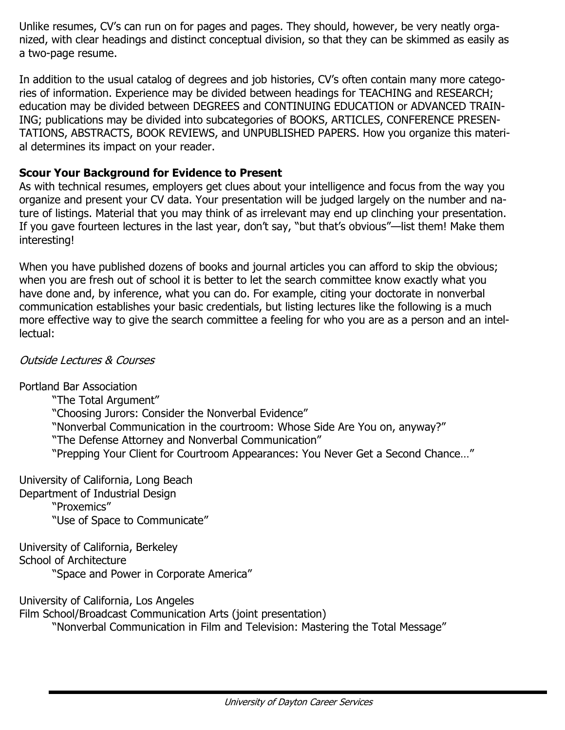Unlike resumes, CV's can run on for pages and pages. They should, however, be very neatly organized, with clear headings and distinct conceptual division, so that they can be skimmed as easily as a two-page resume.

In addition to the usual catalog of degrees and job histories, CV's often contain many more categories of information. Experience may be divided between headings for TEACHING and RESEARCH; education may be divided between DEGREES and CONTINUING EDUCATION or ADVANCED TRAINING; publications may be divided into subcategories of BOOKS, ARTICLES, CONFERENCE PRESENTATIONS, ABSTRACTS, BOOK REVIEWS, and UNPUBLISHED PAPERS. How you organize this material determines its impact on your reader.

**Scour Your Background for Evidence to Present**

As with technical resumes, employers get clues about your intelligence and focus from the way you organize and present your CV data. Your presentation will be judged largely on the number and nature of listings. Material that you may think of as irrelevant may end up clinching your presentation. If you gave fourteen lectures in the last year, don't say, "but that's obvious"—list them! Make them interesting!

When you have published dozens of books and journal articles you can afford to skip the obvious; when you are fresh out of school it is better to let the search committee know exactly what you have done and, by inference, what you can do. For example, citing your doctorate in nonverbal communication establishes your basic credentials, but listing lectures like the following is a much more effective way to give the search committee a feeling for who you are as a person and an intellectual:

*Outside Lectures & Courses*

Portland Bar Association
- "The Total Argument"
- "Choosing Jurors: Consider the Nonverbal Evidence"
- "Nonverbal Communication in the courtroom: Whose Side Are You on, anyway?"
- "The Defense Attorney and Nonverbal Communication"
- "Prepping Your Client for Courtroom Appearances: You Never Get a Second Chance…"

University of California, Long Beach
Department of Industrial Design
- "Proxemics"
- "Use of Space to Communicate"

University of California, Berkeley
School of Architecture
- "Space and Power in Corporate America"

University of California, Los Angeles
Film School/Broadcast Communication Arts (joint presentation)
- "Nonverbal Communication in Film and Television: Mastering the Total Message"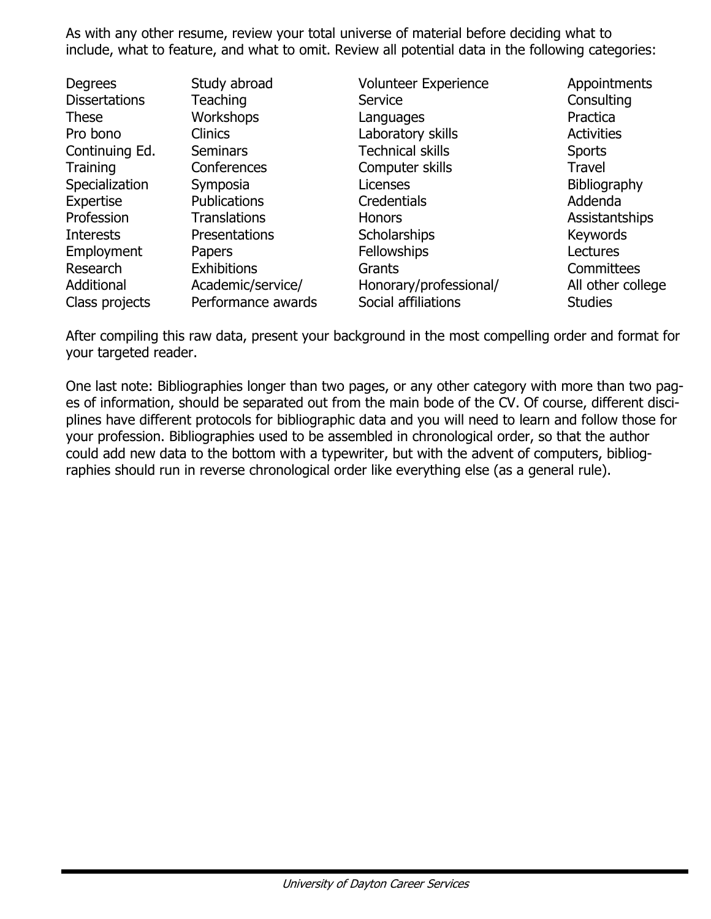As with any other resume, review your total universe of material before deciding what to include, what to feature, and what to omit. Review all potential data in the following categories:

| | | | |
|---|---|---|---|
| Degrees | Study abroad | Volunteer Experience | Appointments |
| Dissertations | Teaching | Service | Consulting |
| These | Workshops | Languages | Practica |
| Pro bono | Clinics | Laboratory skills | Activities |
| Continuing Ed. | Seminars | Technical skills | Sports |
| Training | Conferences | Computer skills | Travel |
| Specialization | Symposia | Licenses | Bibliography |
| Expertise | Publications | Credentials | Addenda |
| Profession | Translations | Honors | Assistantships |
| Interests | Presentations | Scholarships | Keywords |
| Employment | Papers | Fellowships | Lectures |
| Research | Exhibitions | Grants | Committees |
| Additional | Academic/service/ | Honorary/professional/ | All other college |
| Class projects | Performance awards | Social affiliations | Studies |

After compiling this raw data, present your background in the most compelling order and format for your targeted reader.

One last note: Bibliographies longer than two pages, or any other category with more than two pages of information, should be separated out from the main bode of the CV. Of course, different disciplines have different protocols for bibliographic data and you will need to learn and follow those for your profession. Bibliographies used to be assembled in chronological order, so that the author could add new data to the bottom with a typewriter, but with the advent of computers, bibliographies should run in reverse chronological order like everything else (as a general rule).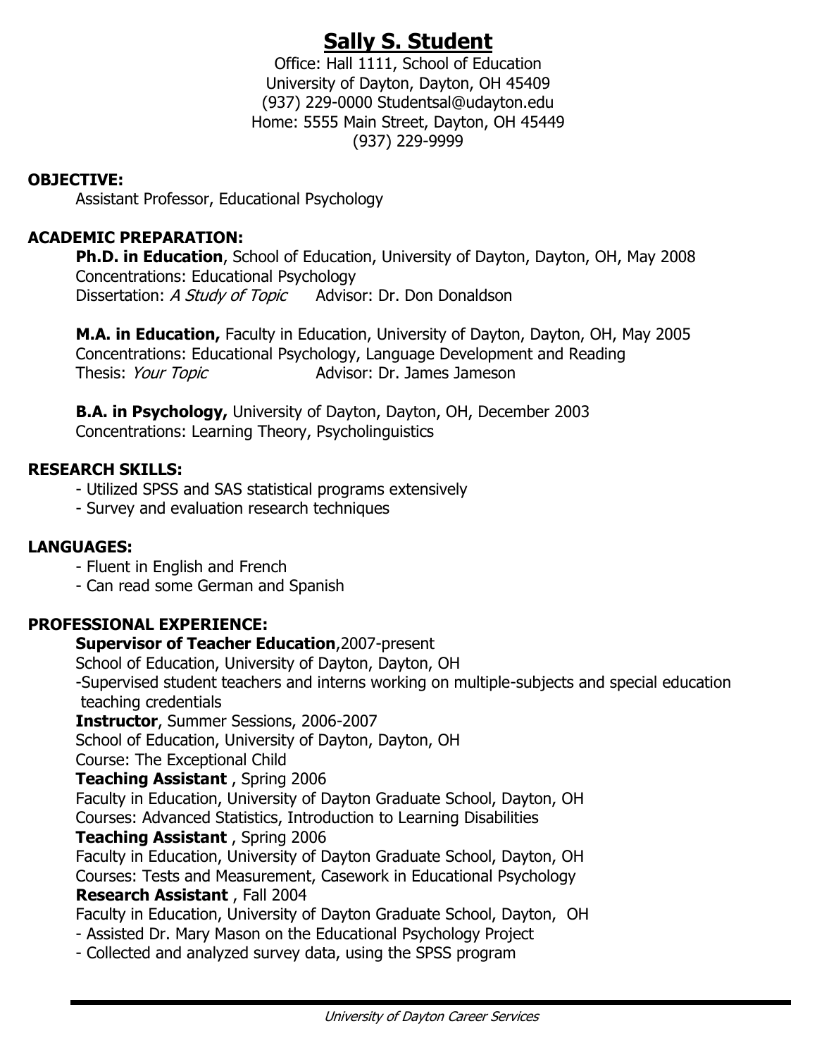# Sally S. Student

Office: Hall 1111, School of Education
University of Dayton, Dayton, OH 45409
(937) 229-0000 Studentsal@udayton.edu
Home: 5555 Main Street, Dayton, OH 45449
(937) 229-9999

**OBJECTIVE:**

Assistant Professor, Educational Psychology

**ACADEMIC PREPARATION:**

**Ph.D. in Education**, School of Education, University of Dayton, Dayton, OH, May 2008
Concentrations: Educational Psychology
Dissertation: *A Study of Topic* Advisor: Dr. Don Donaldson

**M.A. in Education,** Faculty in Education, University of Dayton, Dayton, OH, May 2005
Concentrations: Educational Psychology, Language Development and Reading
Thesis: *Your Topic* Advisor: Dr. James Jameson

**B.A. in Psychology,** University of Dayton, Dayton, OH, December 2003
Concentrations: Learning Theory, Psycholinguistics

**RESEARCH SKILLS:**

- Utilized SPSS and SAS statistical programs extensively
- Survey and evaluation research techniques

**LANGUAGES:**

- Fluent in English and French
- Can read some German and Spanish

**PROFESSIONAL EXPERIENCE:**

**Supervisor of Teacher Education**,2007-present
School of Education, University of Dayton, Dayton, OH
-Supervised student teachers and interns working on multiple-subjects and special education teaching credentials

**Instructor**, Summer Sessions, 2006-2007
School of Education, University of Dayton, Dayton, OH
Course: The Exceptional Child

**Teaching Assistant** , Spring 2006
Faculty in Education, University of Dayton Graduate School, Dayton, OH
Courses: Advanced Statistics, Introduction to Learning Disabilities

**Teaching Assistant** , Spring 2006
Faculty in Education, University of Dayton Graduate School, Dayton, OH
Courses: Tests and Measurement, Casework in Educational Psychology

**Research Assistant** , Fall 2004
Faculty in Education, University of Dayton Graduate School, Dayton, OH
- Assisted Dr. Mary Mason on the Educational Psychology Project
- Collected and analyzed survey data, using the SPSS program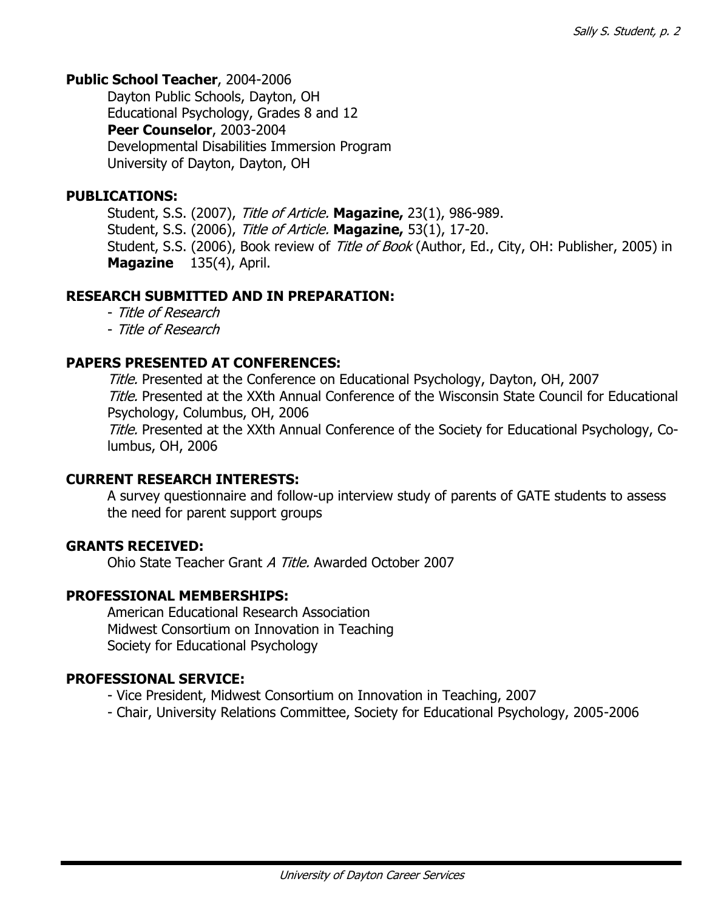**Public School Teacher**, 2004-2006
Dayton Public Schools, Dayton, OH
Educational Psychology, Grades 8 and 12
**Peer Counselor**, 2003-2004
Developmental Disabilities Immersion Program
University of Dayton, Dayton, OH

**PUBLICATIONS:**

Student, S.S. (2007), *Title of Article.* **Magazine,** 23(1), 986-989.
Student, S.S. (2006), *Title of Article.* **Magazine,** 53(1), 17-20.
Student, S.S. (2006), Book review of *Title of Book* (Author, Ed., City, OH: Publisher, 2005) in **Magazine** 135(4), April.

**RESEARCH SUBMITTED AND IN PREPARATION:**

- *Title of Research*
- *Title of Research*

**PAPERS PRESENTED AT CONFERENCES:**

*Title.* Presented at the Conference on Educational Psychology, Dayton, OH, 2007
*Title.* Presented at the XXth Annual Conference of the Wisconsin State Council for Educational Psychology, Columbus, OH, 2006
*Title.* Presented at the XXth Annual Conference of the Society for Educational Psychology, Columbus, OH, 2006

**CURRENT RESEARCH INTERESTS:**

A survey questionnaire and follow-up interview study of parents of GATE students to assess the need for parent support groups

**GRANTS RECEIVED:**

Ohio State Teacher Grant *A Title.* Awarded October 2007

**PROFESSIONAL MEMBERSHIPS:**

American Educational Research Association
Midwest Consortium on Innovation in Teaching
Society for Educational Psychology

**PROFESSIONAL SERVICE:**

- Vice President, Midwest Consortium on Innovation in Teaching, 2007
- Chair, University Relations Committee, Society for Educational Psychology, 2005-2006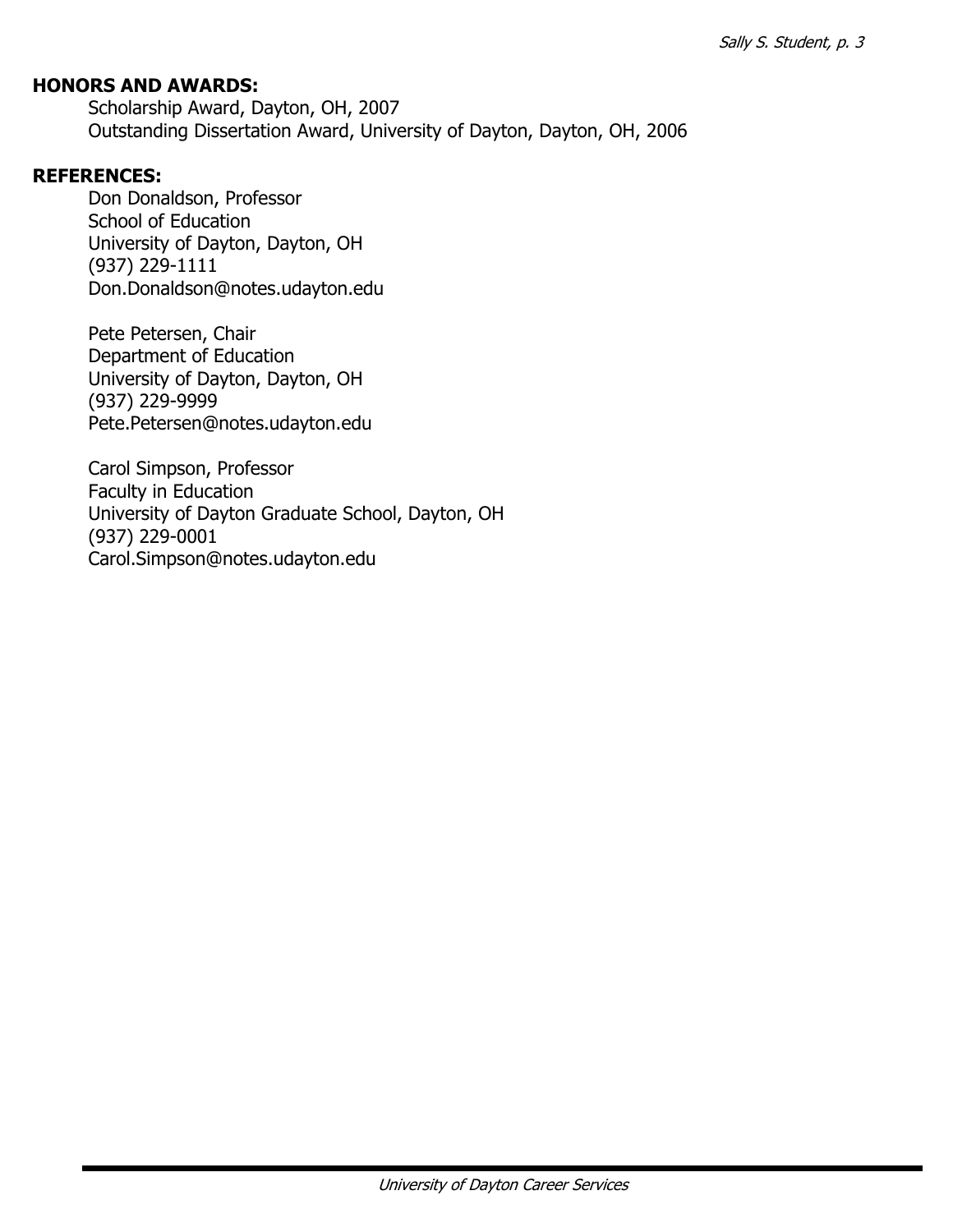**HONORS AND AWARDS:**

Scholarship Award, Dayton, OH, 2007
Outstanding Dissertation Award, University of Dayton, Dayton, OH, 2006

**REFERENCES:**

Don Donaldson, Professor
School of Education
University of Dayton, Dayton, OH
(937) 229-1111
Don.Donaldson@notes.udayton.edu

Pete Petersen, Chair
Department of Education
University of Dayton, Dayton, OH
(937) 229-9999
Pete.Petersen@notes.udayton.edu

Carol Simpson, Professor
Faculty in Education
University of Dayton Graduate School, Dayton, OH
(937) 229-0001
Carol.Simpson@notes.udayton.edu